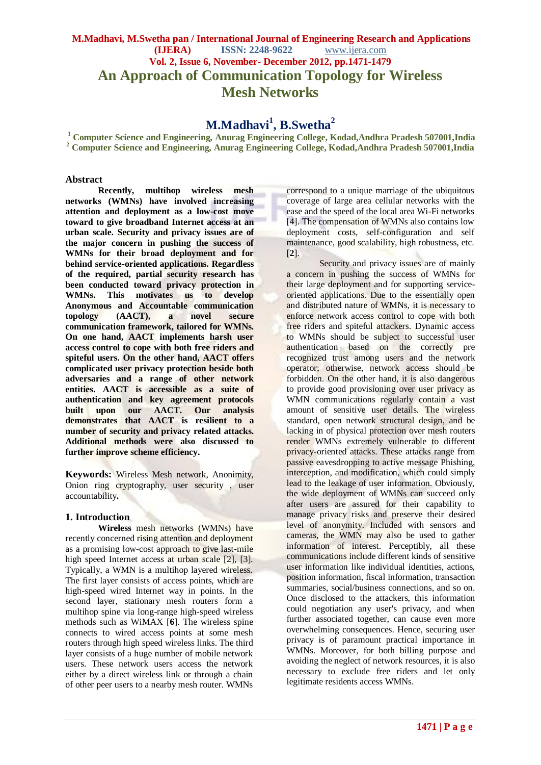# An Approach of Communication Topology for Wireless Mesh Networks

## M.Madhavi[1], B.Swetha[2]

[1] Computer Science and Engineering, Anurag Engineering College, Kodad,Andhra Pradesh 507001,India
[2] Computer Science and Engineering, Anurag Engineering College, Kodad,Andhra Pradesh 507001,India

## Abstract

**Recently, multihop wireless mesh networks (WMNs) have involved increasing attention and deployment as a low-cost move toward to give broadband Internet access at an urban scale. Security and privacy issues are of the major concern in pushing the success of WMNs for their broad deployment and for behind service-oriented applications. Regardless of the required, partial security research has been conducted toward privacy protection in WMNs. This motivates us to develop Anonymous and Accountable communication topology (AACT), a novel secure communication framework, tailored for WMNs. On one hand, AACT implements harsh user access control to cope with both free riders and spiteful users. On the other hand, AACT offers complicated user privacy protection beside both adversaries and a range of other network entities. AACT is accessible as a suite of authentication and key agreement protocols built upon our AACT. Our analysis demonstrates that AACT is resilient to a number of security and privacy related attacks. Additional methods were also discussed to further improve scheme efficiency.**

**Keywords:** Wireless Mesh network, Anonimity, Onion ring cryptography, user security , user accountability**.**

## 1. Introduction

**Wireless** mesh networks (WMNs) have recently concerned rising attention and deployment as a promising low-cost approach to give last-mile high speed Internet access at urban scale [2], [3]. Typically, a WMN is a multihop layered wireless. The first layer consists of access points, which are high-speed wired Internet way in points. In the second layer, stationary mesh routers form a multihop spine via long-range high-speed wireless methods such as WiMAX [**6**]. The wireless spine connects to wired access points at some mesh routers through high speed wireless links. The third layer consists of a huge number of mobile network users. These network users access the network either by a direct wireless link or through a chain of other peer users to a nearby mesh router. WMNs correspond to a unique marriage of the ubiquitous coverage of large area cellular networks with the ease and the speed of the local area Wi-Fi networks [4]. The compensation of WMNs also contains low deployment costs, self-configuration and self maintenance, good scalability, high robustness, etc. [**2**].

Security and privacy issues are of mainly a concern in pushing the success of WMNs for their large deployment and for supporting service-oriented applications. Due to the essentially open and distributed nature of WMNs, it is necessary to enforce network access control to cope with both free riders and spiteful attackers. Dynamic access to WMNs should be subject to successful user authentication based on the correctly pre recognized trust among users and the network operator; otherwise, network access should be forbidden. On the other hand, it is also dangerous to provide good provisioning over user privacy as WMN communications regularly contain a vast amount of sensitive user details. The wireless standard, open network structural design, and be lacking in of physical protection over mesh routers render WMNs extremely vulnerable to different privacy-oriented attacks. These attacks range from passive eavesdropping to active message Phishing, interception, and modification, which could simply lead to the leakage of user information. Obviously, the wide deployment of WMNs can succeed only after users are assured for their capability to manage privacy risks and preserve their desired level of anonymity. Included with sensors and cameras, the WMN may also be used to gather information of interest. Perceptibly, all these communications include different kinds of sensitive user information like individual identities, actions, position information, fiscal information, transaction summaries, social/business connections, and so on. Once disclosed to the attackers, this information could negotiation any user's privacy, and when further associated together, can cause even more overwhelming consequences. Hence, securing user privacy is of paramount practical importance in WMNs. Moreover, for both billing purpose and avoiding the neglect of network resources, it is also necessary to exclude free riders and let only legitimate residents access WMNs.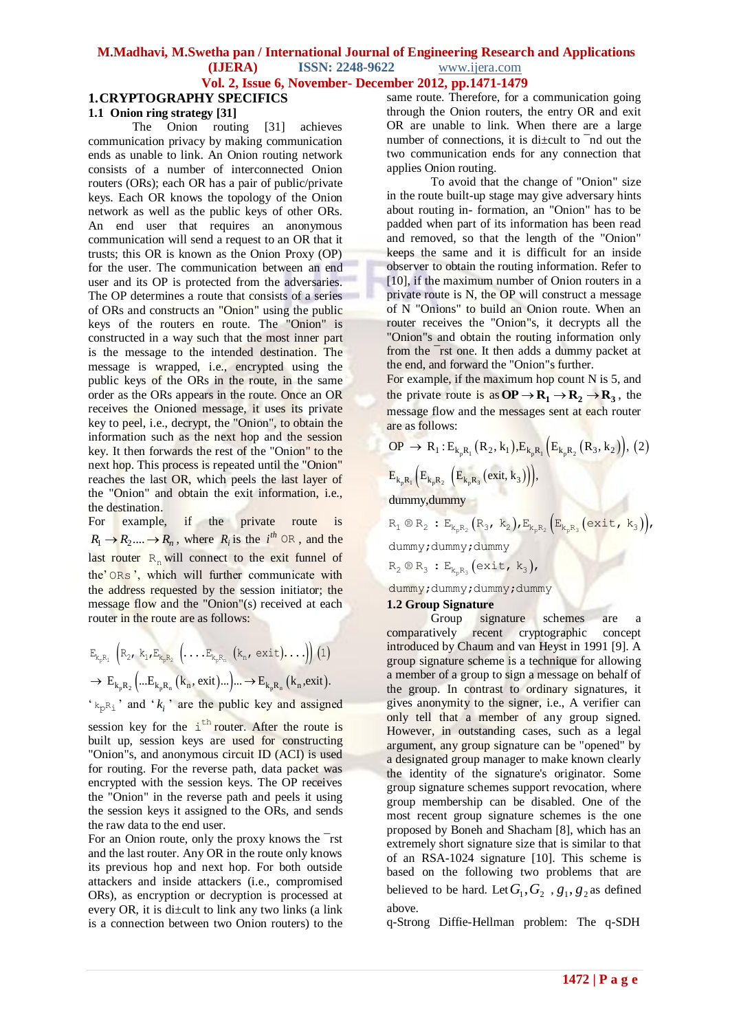## 1. CRYPTOGRAPHY SPECIFICS

### 1.1 Onion ring strategy [31]

The Onion routing [31] achieves communication privacy by making communication ends as unable to link. An Onion routing network consists of a number of interconnected Onion routers (ORs); each OR has a pair of public/private keys. Each OR knows the topology of the Onion network as well as the public keys of other ORs. An end user that requires an anonymous communication will send a request to an OR that it trusts; this OR is known as the Onion Proxy (OP) for the user. The communication between an end user and its OP is protected from the adversaries. The OP determines a route that consists of a series of ORs and constructs an "Onion" using the public keys of the routers en route. The "Onion" is constructed in a way such that the most inner part is the message to the intended destination. The message is wrapped, i.e., encrypted using the public keys of the ORs in the route, in the same order as the ORs appears in the route. Once an OR receives the Onioned message, it uses its private key to peel, i.e., decrypt, the "Onion", to obtain the information such as the next hop and the session key. It then forwards the rest of the "Onion" to the next hop. This process is repeated until the "Onion" reaches the last OR, which peels the last layer of the "Onion" and obtain the exit information, i.e., the destination.

For example, if the private route is $R_1 \rightarrow R_2 .... \rightarrow R_n$, where $R_i$ is the $i^{th}$ OR, and the last router $R_n$ will connect to the exit funnel of the' ORs ', which will further communicate with the address requested by the session initiator; the message flow and the "Onion"(s) received at each router in the route are as follows:

$$E_{k_pR_1}\left(R_2, k_1, E_{k_pR_2}\left(\ldots . E_{k_pR_n}\left(k_n, exit\right)\ldots\right)\right) \quad (1)$$

$$\rightarrow E_{k_pR_2}\left(\ldots E_{k_pR_n}\left(k_n, exit\right)\ldots\right) \ldots \rightarrow E_{k_pR_n}\left(k_n, exit\right).$$

' $k_pR_i$ ' and ' $k_i$ ' are the public key and assigned session key for the $i^{th}$ router. After the route is built up, session keys are used for constructing "Onion"s, and anonymous circuit ID (ACI) is used for routing. For the reverse path, data packet was encrypted with the session keys. The OP receives the "Onion" in the reverse path and peels it using the session keys it assigned to the ORs, and sends the raw data to the end user.

For an Onion route, only the proxy knows the first and the last router. Any OR in the route only knows its previous hop and next hop. For both outside attackers and inside attackers (i.e., compromised ORs), as encryption or decryption is processed at every OR, it is difficult to link any two links (a link is a connection between two Onion routers) to the same route. Therefore, for a communication going through the Onion routers, the entry OR and exit OR are unable to link. When there are a large number of connections, it is difficult to find out the two communication ends for any connection that applies Onion routing.

To avoid that the change of "Onion" size in the route built-up stage may give adversary hints about routing in- formation, an "Onion" has to be padded when part of its information has been read and removed, so that the length of the "Onion" keeps the same and it is difficult for an inside observer to obtain the routing information. Refer to [10], if the maximum number of Onion routers in a private route is N, the OP will construct a message of N "Onions" to build an Onion route. When an router receives the "Onion"s, it decrypts all the "Onion"s and obtain the routing information only from the first one. It then adds a dummy packet at the end, and forward the "Onion"s further.

For example, if the maximum hop count N is 5, and the private route is as $\mathbf{OP} \rightarrow \mathbf{R_1} \rightarrow \mathbf{R_2} \rightarrow \mathbf{R_3}$, the message flow and the messages sent at each router are as follows:

$$OP \rightarrow R_1 : E_{k_pR_1}\left(R_2, k_1\right), E_{k_pR_1}\left(E_{k_pR_2}\left(R_3, k_2\right)\right), \quad (2)$$

$$E_{k_pR_1}\left(E_{k_pR_2}\left(E_{k_pR_3}\left(exit, k_3\right)\right)\right),$$

dummy,dummy

$$R_1 \otimes R_2 : E_{k_pR_2}\left(R_3, k_2\right), E_{k_pR_2}\left(E_{k_pR_3}\left(exit, k_3\right)\right),$$

dummy;dummy;dummy

$$R_2 \otimes R_3 : E_{k_pR_3}\left(exit, k_3\right),$$

dummy;dummy;dummy;dummy

### 1.2 Group Signature

Group signature schemes are a comparatively recent cryptographic concept introduced by Chaum and van Heyst in 1991 [9]. A group signature scheme is a technique for allowing a member of a group to sign a message on behalf of the group. In contrast to ordinary signatures, it gives anonymity to the signer, i.e., A verifier can only tell that a member of any group signed. However, in outstanding cases, such as a legal argument, any group signature can be "opened" by a designated group manager to make known clearly the identity of the signature's originator. Some group signature schemes support revocation, where group membership can be disabled. One of the most recent group signature schemes is the one proposed by Boneh and Shacham [8], which has an extremely short signature size that is similar to that of an RSA-1024 signature [10]. This scheme is based on the following two problems that are believed to be hard. Let $G_1, G_2$ , $g_1, g_2$ as defined above.

q-Strong Diffie-Hellman problem: The q-SDH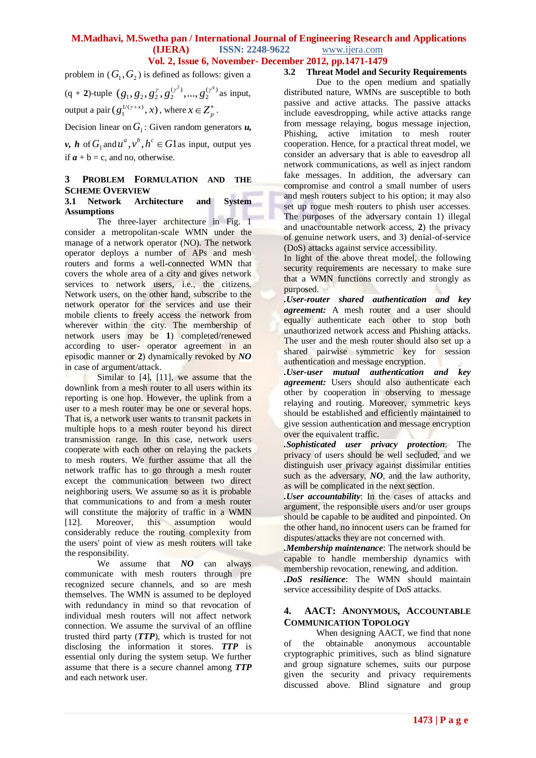problem in $(G_1, G_2)$ is defined as follows: given a (q + **2**)-tuple $(g_1, g_2, g_2^{\gamma}, g_2^{(\gamma^2)}, ..., g_2^{(\gamma^q)})$ as input, output a pair $(g_1^{1/(\gamma+x)}, x)$, where $x \in Z_p^*$.

Decision linear on $G_1$: Given random generators ***u, v, h*** of $G_1$ and $u^a, v^b, h^c \in G1$ as input, output yes if ***a*** + b = c, and no, otherwise.

## 3 Problem Formulation and the Scheme Overview

### 3.1 Network Architecture and System Assumptions

The three-layer architecture in Fig. 1 consider a metropolitan-scale WMN under the manage of a network operator (NO). The network operator deploys a number of APs and mesh routers and forms a well-connected WMN that covers the whole area of a city and gives network services to network users, i.e., the citizens. Network users, on the other hand, subscribe to the network operator for the services and use their mobile clients to freely access the network from wherever within the city. The membership of network users may be **1**) completed/renewed according to user- operator agreement in an episodic manner or **2**) dynamically revoked by ***NO*** in case of argument/attack.

Similar to [4], [11], we assume that the downlink from a mesh router to all users within its reporting is one hop. However, the uplink from a user to a mesh router may be one or several hops. That is, a network user wants to transmit packets in multiple hops to a mesh router beyond his direct transmission range. In this case, network users cooperate with each other on relaying the packets to mesh routers. We further assume that all the network traffic has to go through a mesh router except the communication between two direct neighboring users. We assume so as it is probable that communications to and from a mesh router will constitute the majority of traffic in a WMN [12]. Moreover, this assumption would considerably reduce the routing complexity from the users' point of view as mesh routers will take the responsibility.

We assume that ***NO*** can always communicate with mesh routers through pre recognized secure channels, and so are mesh themselves. The WMN is assumed to be deployed with redundancy in mind so that revocation of individual mesh routers will not affect network connection. We assume the survival of an offline trusted third party (***TTP***), which is trusted for not disclosing the information it stores. ***TTP*** is essential only during the system setup. We further assume that there is a secure channel among ***TTP*** and each network user.

### 3.2 Threat Model and Security Requirements

Due to the open medium and spatially distributed nature, WMNs are susceptible to both passive and active attacks. The passive attacks include eavesdropping, while active attacks range from message relaying, bogus message injection, Phishing, active imitation to mesh router cooperation. Hence, for a practical threat model, we consider an adversary that is able to eavesdrop all network communications, as well as inject random fake messages. In addition, the adversary can compromise and control a small number of users and mesh routers subject to his option; it may also set up rogue mesh routers to phish user accesses. The purposes of the adversary contain 1) illegal and unaccountable network access, **2**) the privacy of genuine network users, and 3) denial-of-service (DoS) attacks against service accessibility.

In light of the above threat model, the following security requirements are necessary to make sure that a WMN functions correctly and strongly as purposed.

***.User-router shared authentication and key agreement:*** A mesh router and a user should equally authenticate each other to stop both unauthorized network access and Phishing attacks. The user and the mesh router should also set up a shared pairwise symmetric key for session authentication and message encryption.

***.User-user mutual authentication and key agreement:*** Users should also authenticate each other by cooperation in observing to message relaying and routing. Moreover, symmetric keys should be established and efficiently maintained to give session authentication and message encryption over the equivalent traffic.

***.Sophisticated user privacy protection***: The privacy of users should be well secluded, and we distinguish user privacy against dissimilar entities such as the adversary, ***NO***, and the law authority, as will be complicated in the next section.

***.User accountability***: In the cases of attacks and argument, the responsible users and/or user groups should be capable to be audited and pinpointed. On the other hand, no innocent users can be framed for disputes/attacks they are not concerned with.

***.Membership maintenance***: The network should be capable to handle membership dynamics with membership revocation, renewing, and addition.

***.DoS resilience***: The WMN should maintain service accessibility despite of DoS attacks.

## 4. AACT: Anonymous, Accountable Communication Topology

When designing AACT, we find that none of the obtainable anonymous accountable cryptographic primitives, such as blind signature and group signature schemes, suits our purpose given the security and privacy requirements discussed above. Blind signature and group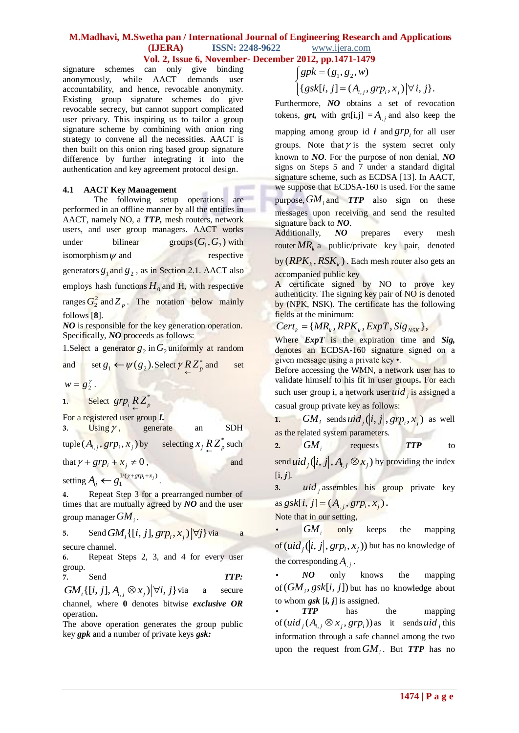signature schemes can only give binding anonymously, while AACT demands user accountability, and hence, revocable anonymity. Existing group signature schemes do give revocable secrecy, but cannot support complicated user privacy. This inspiring us to tailor a group signature scheme by combining with onion ring strategy to convene all the necessities. AACT is then built on this onion ring based group signature difference by further integrating it into the authentication and key agreement protocol design.

### 4.1 AACT Key Management

The following setup operations are performed in an offline manner by all the entities in AACT, namely NO, a ***TTP,*** mesh routers, network users, and user group managers. AACT works under bilinear groups $(G_1, G_2)$ with isomorphism $\psi$ and respective generators $g_1$ and $g_2$, as in Section 2.1. AACT also employs hash functions $H_0$ and H, with respective ranges $G_2^2$ and $Z_p$. The notation below mainly follows [**8**].

***NO*** is responsible for the key generation operation. Specifically, ***NO*** proceeds as follows:

1.Select a generator $g_2$ in $G_2$ uniformly at random and set $g_1 \leftarrow \psi(g_2)$. Select $\gamma \underset{\leftarrow}{R} Z_p^*$ and set $w = g_2^{\gamma}$.

**1.** Select $grp_i \underset{\leftarrow}{R} Z_p^*$

For a registered user group ***I.***

**3.** Using $\gamma$, generate an SDH tuple $(A_{i,j}, grp_i, x_j)$ by selecting $x_j \underset{\leftarrow}{R} Z_p^*$ such that $\gamma + grp_i + x_j \neq 0$, and setting $A_{ij} \leftarrow g_1^{1/(\gamma + grp_i + x_j)}$.

**4.** Repeat Step 3 for a prearranged number of times that are mutually agreed by ***NO*** and the user group manager $GM_i$.

**5.** Send $GM_i\{[i,j], grp_i, x_j)|\forall j\}$ via a secure channel.

**6.** Repeat Steps 2, 3, and 4 for every user group.

**7.** Send ***TTP:*** $GM_i\{[i,j], A_{i,j} \otimes x_j)|\forall i, j\}$ via a secure channel, where **0** denotes bitwise ***exclusive OR*** operation**.**

The above operation generates the group public key ***gpk*** and a number of private keys ***gsk:***

$$\begin{cases} gpk = (g_1, g_2, w) \\ \{gsk[i,j] = (A_{i,j}, grp_i, x_j)|\forall i, j\}. \end{cases}$$

Furthermore, ***NO*** obtains a set of revocation tokens, ***grt,*** with grt[i,j] $= A_{i,j}$ and also keep the mapping among group id ***i*** and $grp_i$ for all user groups. Note that $\gamma$ is the system secret only known to ***NO***. For the purpose of non denial, ***NO*** signs on Steps 5 and 7 under a standard digital signature scheme, such as ECDSA [13]. In AACT, we suppose that ECDSA-160 is used. For the same purpose, $GM_i$ and ***TTP*** also sign on these messages upon receiving and send the resulted signature back to ***NO***.

Additionally, ***NO*** prepares every mesh router $MR_k$ a public/private key pair, denoted by $(RPK_k, RSK_k)$. Each mesh router also gets an accompanied public key

A certificate signed by NO to prove key authenticity. The signing key pair of NO is denoted by (NPK, NSK). The certificate has the following fields at the minimum:

$$Cert_k = \{MR_k, RPK_k, ExpT, Sig_{NSK}\},$$

Where ***ExpT*** is the expiration time and ***Sig,*** denotes an ECDSA-160 signature signed on a given message using a private key •.

Before accessing the WMN, a network user has to validate himself to his fit in user groups**.** For each such user group i, a network user $uid_j$ is assigned a casual group private key as follows:

**1.** $GM_i$ sends $uid_j(|i,j|, grp_i, x_j)$ as well as the related system parameters.

**2.** $GM_i$ requests ***TTP*** to send $uid_j(|i,j|, A_{i,j} \otimes x_j)$ by providing the index [i, ***j***].

**3.** $uid_j$ assembles his group private key as $gsk[i,j] = (A_{i,j}, grp_i, x_j)$.

Note that in our setting,

- $GM_i$ only keeps the mapping of $(uid_j(|i,j|, grp_i, x_j))$ but has no knowledge of the corresponding $A_{i,j}$.
- ***NO*** only knows the mapping of $(GM_i, gsk[i,j])$ but has no knowledge about to whom ***gsk*** [***i, j***] is assigned.
- ***TTP*** has the mapping of $(uid_j(A_{i,j} \otimes x_j, grp_i))$ as it sends $uid_j$ this information through a safe channel among the two upon the request from $GM_i$. But ***TTP*** has no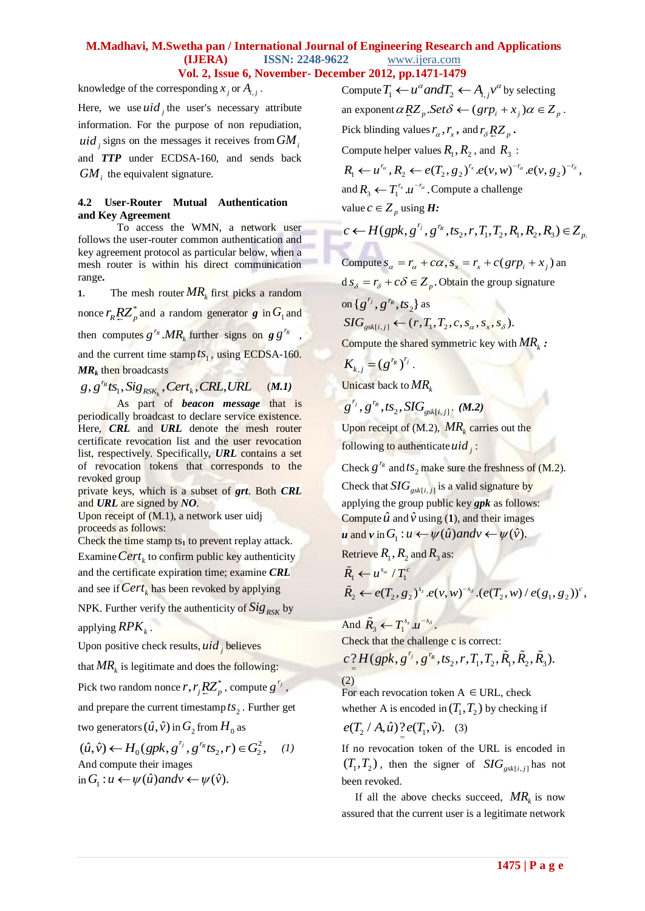knowledge of the corresponding $x_j$ or $A_{i,j}$.

Here, we use $uid_j$ the user's necessary attribute information. For the purpose of non repudiation, $uid_j$ signs on the messages it receives from $GM_i$ and ***TTP*** under ECDSA-160, and sends back $GM_i$ the equivalent signature.

### 4.2 User-Router Mutual Authentication and Key Agreement

To access the WMN, a network user follows the user-router common authentication and key agreement protocol as particular below, when a mesh router is within his direct communication range**.**

**1.** The mesh router $MR_k$ first picks a random nonce $r_R RZ_p^*$ and a random generator ***g*** in $G_1$ and then computes $g^{r_R}.MR_k$ further signs on $g\,g^{r_R}$, and the current time stamp $ts_1$, using ECDSA-160. ***MR**$_k$* then broadcasts

$$g, g^{r_R} ts_1, Sig_{RSK_k}, Cert_k, CRL, URL \quad \textbf{(M.1)}$$

As part of ***beacon message*** that is periodically broadcast to declare service existence. Here, ***CRL*** and ***URL*** denote the mesh router certificate revocation list and the user revocation list, respectively. Specifically, ***URL*** contains a set of revocation tokens that corresponds to the revoked group private keys, which is a subset of ***grt***. Both ***CRL*** and ***URL*** are signed by ***NO***.

Upon receipt of (M.1), a network user uidj proceeds as follows:

Check the time stamp $ts_1$ to prevent replay attack.

Examine $Cert_k$ to confirm public key authenticity and the certificate expiration time; examine ***CRL*** and see if $Cert_k$ has been revoked by applying NPK. Further verify the authenticity of $Sig_{RSK}$ by applying $RPK_k$.

Upon positive check results, $uid_j$ believes that $MR_k$ is legitimate and does the following:

Pick two random nonce $r, r_j RZ_p^*$, compute $g^{r_j}$, and prepare the current timestamp $ts_2$. Further get two generators $(\hat{u}, \hat{v})$ in $G_2$ from $H_0$ as

$$(\hat{u}, \hat{v}) \leftarrow H_0(gpk, g^{r_j}, g^{r_R} ts_2, r) \in G_2^2, \quad (1)$$

And compute their images in $G_1 : u \leftarrow \psi(\hat{u}) and v \leftarrow \psi(\hat{v})$.

Compute $T_1 \leftarrow u^{\alpha} and T_2 \leftarrow A_{i,j} v^{\alpha}$ by selecting an exponent $\alpha RZ_p.Set\delta \leftarrow (grp_i + x_j)\alpha \in Z_p$.

Pick blinding values $r_\alpha, r_x$, and $r_\delta RZ_p$.

Compute helper values $R_1, R_2$, and $R_3$:

$$R_1 \leftarrow u^{r_\alpha}, R_2 \leftarrow e(T_2, g_2)^{r_x}.e(v,w)^{-r_\alpha}.e(v,g_2)^{-r_\delta},$$

and $R_3 \leftarrow T_1^{r_x}.u^{-r_\delta}$. Compute a challenge value $c \in Z_p$ using ***H:***

$$c \leftarrow H(gpk, g^{r_j}, g^{r_R}, ts_2, r, T_1, T_2, R_1, R_2, R_3) \in Z_p.$$

Compute $s_\alpha = r_\alpha + c\alpha, s_x = r_x + c(grp_i + x_j)$ and $s_\delta = r_\delta + c\delta \in Z_p$. Obtain the group signature on $\{g^{r_j}, g^{r_R}, ts_2\}$ as

$$SIG_{gsk[i,j]} \leftarrow (r, T_1, T_2, c, s_\alpha, s_x, s_\delta).$$

Compute the shared symmetric key with $MR_k$ ***:***

$$K_{k,j} = (g^{r_R})^{r_j}.$$

Unicast back to $MR_k$

$$g^{r_j}, g^{r_R}, ts_2, SIG_{gsk[i,j]}. \quad \textbf{(M.2)}$$

Upon receipt of (M.2), $MR_k$ carries out the following to authenticate $uid_j$:

Check $g^{r_R}$ and $ts_2$ make sure the freshness of (M.2).

Check that $SIG_{gsk[i,j]}$ is a valid signature by applying the group public key ***gpk*** as follows:

Compute $\hat{u}$ and $\hat{v}$ using (**1**), and their images ***u*** and ***v*** in $G_1 : u \leftarrow \psi(\hat{u}) and v \leftarrow \psi(\hat{v})$.

Retrieve $R_1, R_2$ and $R_3$ as:

$$\tilde{R}_1 \leftarrow u^{s_\alpha} / T_1^c$$

$$\tilde{R}_2 \leftarrow e(T_2, g_2)^{s_x}.e(v,w)^{-s_\delta}.(e(T_2,w)/e(g_1,g_2))^c,$$

And $\tilde{R}_3 \leftarrow T_1^{s_x}.u^{-s_\delta}$.

Check that the challenge c is correct:

$$c \overset{?}{=} H(gpk, g^{r_j}, g^{r_R}, ts_2, r, T_1, T_2, \tilde{R}_1, \tilde{R}_2, \tilde{R}_3). \quad (2)$$

For each revocation token A $\in$ URL, check whether A is encoded in $(T_1, T_2)$ by checking if

$$e(T_2 / A, \hat{u}) \overset{?}{=} e(T_1, \hat{v}). \quad (3)$$

If no revocation token of the URL is encoded in $(T_1, T_2)$, then the signer of $SIG_{gsk[i,j]}$ has not been revoked.

If all the above checks succeed, $MR_k$ is now assured that the current user is a legitimate network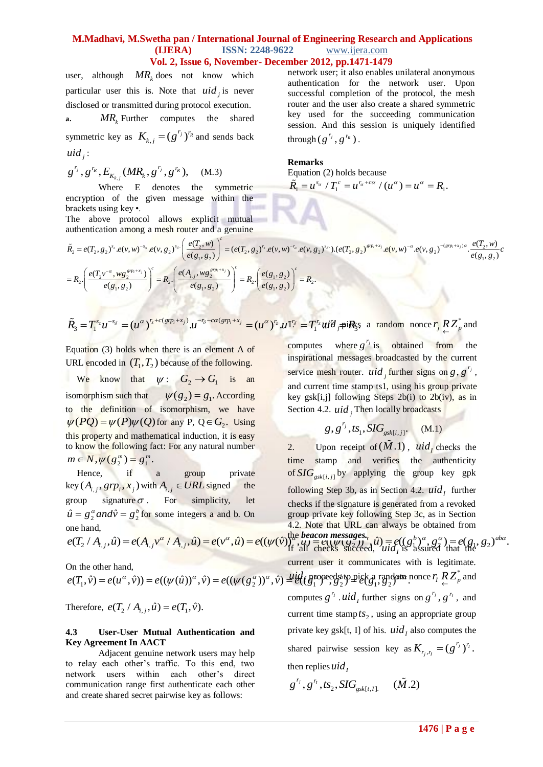user, although $MR_k$ does not know which particular user this is. Note that $uid_j$ is never disclosed or transmitted during protocol execution.

**a.** $MR_k$ Further computes the shared symmetric key as $K_{k,j} = (g^{r_j})^{r_R}$ and sends back $uid_j$:

$$g^{r_j}, g^{r_R}, E_{K_{k,j}}(MR_k, g^{r_j}, g^{r_R}), \quad \text{(M.3)}$$

Where E denotes the symmetric encryption of the given message within the brackets using key •.

The above protocol allows explicit mutual authentication among a mesh router and a genuine network user; it also enables unilateral anonymous authentication for the network user. Upon successful completion of the protocol, the mesh router and the user also create a shared symmetric key used for the succeeding communication session. And this session is uniquely identified through $(g^{r_j}, g^{r_R})$.

**Remarks**

Equation (2) holds because

$$\tilde{R}_1 = u^{s_\alpha} / T_1^c = u^{r_\alpha + c\alpha} / (u^\alpha) = u^\alpha = R_1.$$

$$\tilde{R}_2 = e(T_2, g_2)^{s_x}.e(v,w)^{-s_\alpha}.e(v,g_2)^{s_\delta}.\left(\frac{e(T_2,w)}{e(g_1,g_2)}\right)^c = (e(T_2,g_2)^{r_x}.e(v,w)^{-r_\alpha}.e(v,g_2)^{s_\delta}).(e(T_2,g_2)^{grp_i+x_j}.e(v,w)^{-\alpha}.e(v,g_2)^{-(grp_i+x_j)\alpha}.\frac{e(T_2,w)}{e(g_1,g_2)}c$$

$$= R_2.\left(\frac{e(T_2 v^{-\alpha}, wg_2^{grp_i+x_j})}{e(g_1,g_2)}\right)^c = R_2.\left(\frac{e(A_{i,j}, wg_2^{grp_i+x_j})}{e(g_1,g_2)}\right)^c = R_2.\left(\frac{e(g_1,g_2)}{e(g_1,g_2)}\right)^c = R_2.$$

$$\tilde{R}_3 = T_1^{s_x} u^{-s_\delta} = (u^\alpha)^{r_x + c(grp_i + x_j)}.u^{-r_\delta - c\alpha(grp_i+x_j)} = (u^\alpha)^{r_x}.u^{-r_\delta} = T_1^{r_x} u^{-r_\delta} = R_3.$$

Equation (3) holds when there is an element A of URL encoded in $(T_1, T_2)$ because of the following.

We know that $\psi: G_2 \to G_1$ is an isomorphism such that $\psi(g_2) = g_1$. According to the definition of isomorphism, we have $\psi(PQ) = \psi(P)\psi(Q)$ for any P, $Q \in G_2$. Using this property and mathematical induction, it is easy to know the following fact: For any natural number $m \in N, \psi(g_2^m) = g_1^m$.

Hence, if a group private key $(A_{i,j}, grp_i, x_j)$ with $A_{i,j} \in URL$ signed the group signature $\sigma$. For simplicity, let $\hat{u} = g_2^\alpha$ and $\hat{v} = g_2^b$ for some integers a and b. On one hand,

$$e(T_2 / A_{i,j}, \hat{u}) = e(A_{i,j} v^\alpha / A_{i,j}, \hat{u}) = e(v^\alpha, \hat{u}) = e((\psi(\hat{v}))^\alpha, \hat{u}) = e((\psi(g_2^b))^\alpha, \hat{u}) = e((g_1^b)^\alpha, g_2^\alpha) = e(g_1, g_2)^{ab\alpha}.$$

On the other hand,

$$e(T_1, \hat{v}) = e(u^\alpha, \hat{v}) = e((\psi(\hat{u}))^\alpha, \hat{v}) = e((\psi(g_2^\alpha))^\alpha, \hat{v}) = e((g_1^\alpha)^\alpha, g_2^b) = e(g_1, g_2)^{ab\alpha}.$$

Therefore, $e(T_2 / A_{i,j}, \hat{u}) = e(T_1, \hat{v})$.

### 4.3 User-User Mutual Authentication and Key Agreement In AACT

Adjacent genuine network users may help to relay each other's traffic. To this end, two network users within each other's direct communication range first authenticate each other and create shared secret pairwise key as follows:

$uid_j$ picks a random nonce $r_j \underset{\leftarrow}{R} Z_p^*$ and computes where $g^{r_j}$ is obtained from the inspirational messages broadcasted by the current service mesh router. $uid_j$ further signs on $g, g^{r_j}$, and current time stamp ts1, using his group private key gsk[i,j] following Steps 2b(i) to 2b(iv), as in Section 4.2. $uid_j$ Then locally broadcasts

$$g, g^{r_j}, ts_1, SIG_{gsk[i,j]}. \quad \text{(M.1)}$$

2. Upon receipt of $(\tilde{M}.1)$, $uid_I$ checks the time stamp and verifies the authenticity of $SIG_{gsk[i,j]}$ by applying the group key gpk following Step 3b, as in Section 4.2. $uid_I$ further checks if the signature is generated from a revoked group private key following Step 3c, as in Section 4.2. Note that URL can always be obtained from the ***beacon messages***.

If all checks succeed, $uid_I$ is assured that the current user it communicates with is legitimate. $uid_I$ proceeds to pick a random nonce $r_I \underset{\leftarrow}{R} Z_p^*$ and computes $g^{r_I}$. $uid_I$ further signs on $g^{r_j}, g^{r_I}$, and current time stamp $ts_2$, using an appropriate group private key gsk[t, I] of his. $uid_I$ also computes the shared pairwise session key as $K_{r_j, r_I} = (g^{r_j})^{r_I}$.

then replies $uid_I$

$$g^{r_j}, g^{r_I}, ts_2, SIG_{gsk[t,I]}. \quad (\tilde{M}.2)$$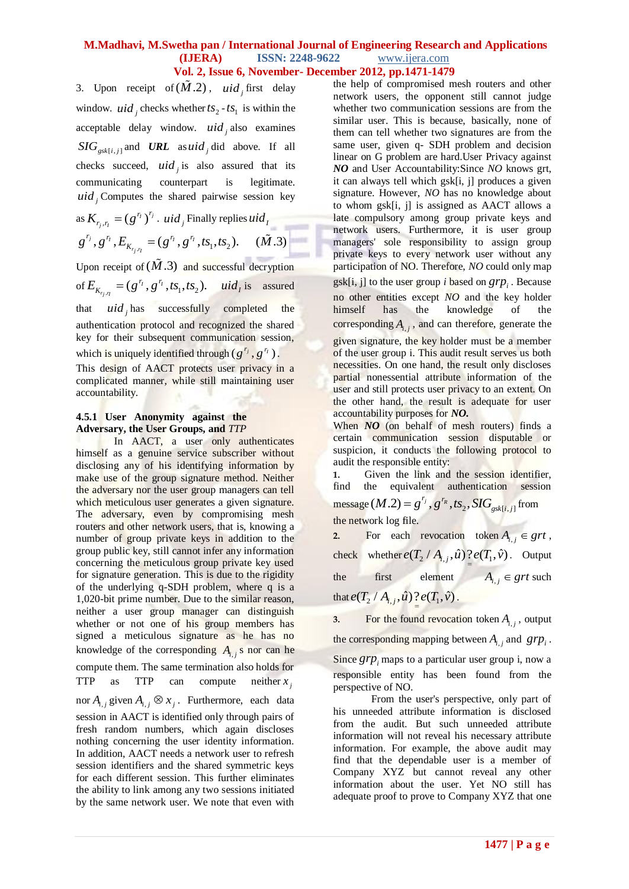3. Upon receipt of $(\tilde{M}.2)$, $uid_j$ first delay window. $uid_j$ checks whether $ts_2 - ts_1$ is within the acceptable delay window. $uid_j$ also examines $SIG_{gsk[i,j]}$ and ***URL*** as $uid_j$ did above. If all checks succeed, $uid_j$ is also assured that its communicating counterpart is legitimate. $uid_j$ Computes the shared pairwise session key as $K_{r_j,r_I} = (g^{r_I})^{r_j}$. $uid_j$ Finally replies $uid_I$

$$g^{r_j}, g^{r_I}, E_{K_{r_j,r_I}} = (g^{r_j}, g^{r_I}, ts_1, ts_2). \quad (\tilde{M}.3)$$

Upon receipt of $(\tilde{M}.3)$ and successful decryption of $E_{K_{r_j,r_I}} = (g^{r_j}, g^{r_I}, ts_1, ts_2)$. $uid_I$ is assured that $uid_j$ has successfully completed the authentication protocol and recognized the shared key for their subsequent communication session, which is uniquely identified through $(g^{r_j}, g^{r_I})$.

This design of AACT protects user privacy in a complicated manner, while still maintaining user accountability.

#### 4.5.1 User Anonymity against the Adversary, the User Groups, and *TTP*

In AACT, a user only authenticates himself as a genuine service subscriber without disclosing any of his identifying information by make use of the group signature method. Neither the adversary nor the user group managers can tell which meticulous user generates a given signature. The adversary, even by compromising mesh routers and other network users, that is, knowing a number of group private keys in addition to the group public key, still cannot infer any information concerning the meticulous group private key used for signature generation. This is due to the rigidity of the underlying q-SDH problem, where q is a 1,020-bit prime number. Due to the similar reason, neither a user group manager can distinguish whether or not one of his group members has signed a meticulous signature as he has no knowledge of the corresponding $A_{i,j}$ s nor can he compute them. The same termination also holds for TTP as TTP can compute neither $x_j$ nor $A_{i,j}$ given $A_{i,j} \otimes x_j$. Furthermore, each data session in AACT is identified only through pairs of fresh random numbers, which again discloses nothing concerning the user identity information. In addition, AACT needs a network user to refresh session identifiers and the shared symmetric keys for each different session. This further eliminates the ability to link among any two sessions initiated by the same network user. We note that even with the help of compromised mesh routers and other network users, the opponent still cannot judge whether two communication sessions are from the similar user. This is because, basically, none of them can tell whether two signatures are from the same user, given q- SDH problem and decision linear on G problem are hard.User Privacy against ***NO*** and User Accountability:Since *NO* knows grt, it can always tell which gsk[i, j] produces a given signature. However, *NO* has no knowledge about to whom gsk[i, j] is assigned as AACT allows a late compulsory among group private keys and network users. Furthermore, it is user group managers' sole responsibility to assign group private keys to every network user without any participation of NO. Therefore, *NO* could only map gsk[i, j] to the user group *i* based on $grp_i$. Because no other entities except *NO* and the key holder himself has the knowledge of the corresponding $A_{i,j}$, and can therefore, generate the given signature, the key holder must be a member of the user group i. This audit result serves us both necessities. On one hand, the result only discloses partial nonessential attribute information of the user and still protects user privacy to an extent. On the other hand, the result is adequate for user accountability purposes for ***NO.***

When ***NO*** (on behalf of mesh routers) finds a certain communication session disputable or suspicion, it conducts the following protocol to audit the responsible entity:

1. Given the link and the session identifier, find the equivalent authentication session message $(M.2) = g^{r_j}, g^{r_R}, ts_2, SIG_{gsk[i,j]}$ from the network log file.
2. For each revocation token $A_{i,j} \in grt$, check whether $e(T_2 / A_{i,j}, \hat{u}) \overset{?}{=} e(T_1, \hat{v})$. Output the first element $A_{i,j} \in grt$ such that $e(T_2 / A_{i,j}, \hat{u}) \overset{?}{=} e(T_1, \hat{v})$.
3. For the found revocation token $A_{i,j}$, output the corresponding mapping between $A_{i,j}$ and $grp_i$.

Since $grp_i$ maps to a particular user group i, now a responsible entity has been found from the perspective of NO.

From the user's perspective, only part of his unneeded attribute information is disclosed from the audit. But such unneeded attribute information will not reveal his necessary attribute information. For example, the above audit may find that the dependable user is a member of Company XYZ but cannot reveal any other information about the user. Yet NO still has adequate proof to prove to Company XYZ that one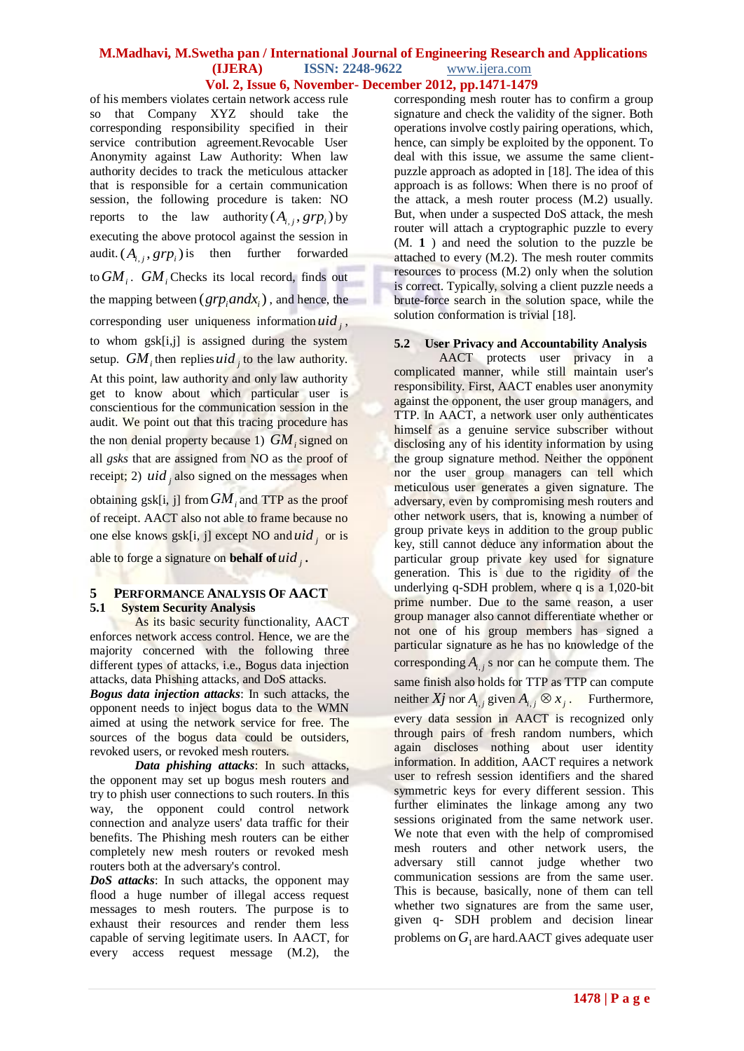of his members violates certain network access rule so that Company XYZ should take the corresponding responsibility specified in their service contribution agreement.Revocable User Anonymity against Law Authority: When law authority decides to track the meticulous attacker that is responsible for a certain communication session, the following procedure is taken: NO reports to the law authority $(A_{i,j}, grp_i)$ by executing the above protocol against the session in audit. $(A_{i,j}, grp_i)$ is then further forwarded to $GM_i$. $GM_i$ Checks its local record, finds out the mapping between $(grp_i and x_i)$, and hence, the corresponding user uniqueness information $uid_j$, to whom gsk[i,j] is assigned during the system setup. $GM_i$ then replies $uid_j$ to the law authority. At this point, law authority and only law authority get to know about which particular user is conscientious for the communication session in the audit. We point out that this tracing procedure has the non denial property because 1) $GM_i$ signed on all *gsks* that are assigned from NO as the proof of receipt; 2) $uid_j$ also signed on the messages when obtaining gsk[i, j] from $GM_i$ and TTP as the proof of receipt. AACT also not able to frame because no one else knows gsk[i, j] except NO and $uid_j$ or is able to forge a signature on **behalf of** $uid_j$.

## 5 Performance Analysis Of AACT

### 5.1 System Security Analysis

As its basic security functionality, AACT enforces network access control. Hence, we are the majority concerned with the following three different types of attacks, i.e., Bogus data injection attacks, data Phishing attacks, and DoS attacks.

***Bogus data injection attacks***: In such attacks, the opponent needs to inject bogus data to the WMN aimed at using the network service for free. The sources of the bogus data could be outsiders, revoked users, or revoked mesh routers.

***Data phishing attacks***: In such attacks, the opponent may set up bogus mesh routers and try to phish user connections to such routers. In this way, the opponent could control network connection and analyze users' data traffic for their benefits. The Phishing mesh routers can be either completely new mesh routers or revoked mesh routers both at the adversary's control.

***DoS attacks***: In such attacks, the opponent may flood a huge number of illegal access request messages to mesh routers. The purpose is to exhaust their resources and render them less capable of serving legitimate users. In AACT, for every access request message (M.2), the corresponding mesh router has to confirm a group signature and check the validity of the signer. Both operations involve costly pairing operations, which, hence, can simply be exploited by the opponent. To deal with this issue, we assume the same client-puzzle approach as adopted in [18]. The idea of this approach is as follows: When there is no proof of the attack, a mesh router process (M.2) usually. But, when under a suspected DoS attack, the mesh router will attach a cryptographic puzzle to every (M. **1** ) and need the solution to the puzzle be attached to every (M.2). The mesh router commits resources to process (M.2) only when the solution is correct. Typically, solving a client puzzle needs a brute-force search in the solution space, while the solution conformation is trivial [18].

### 5.2 User Privacy and Accountability Analysis

AACT protects user privacy in a complicated manner, while still maintain user's responsibility. First, AACT enables user anonymity against the opponent, the user group managers, and TTP. In AACT, a network user only authenticates himself as a genuine service subscriber without disclosing any of his identity information by using the group signature method. Neither the opponent nor the user group managers can tell which meticulous user generates a given signature. The adversary, even by compromising mesh routers and other network users, that is, knowing a number of group private keys in addition to the group public key, still cannot deduce any information about the particular group private key used for signature generation. This is due to the rigidity of the underlying q-SDH problem, where q is a 1,020-bit prime number. Due to the same reason, a user group manager also cannot differentiate whether or not one of his group members has signed a particular signature as he has no knowledge of the corresponding $A_{i,j}$ s nor can he compute them. The same finish also holds for TTP as TTP can compute neither $Xj$ nor $A_{i,j}$ given $A_{i,j} \otimes x_j$. Furthermore, every data session in AACT is recognized only through pairs of fresh random numbers, which again discloses nothing about user identity information. In addition, AACT requires a network user to refresh session identifiers and the shared symmetric keys for every different session. This further eliminates the linkage among any two sessions originated from the same network user. We note that even with the help of compromised mesh routers and other network users, the adversary still cannot judge whether two communication sessions are from the same user. This is because, basically, none of them can tell whether two signatures are from the same user, given q- SDH problem and decision linear problems on $G_1$ are hard.AACT gives adequate user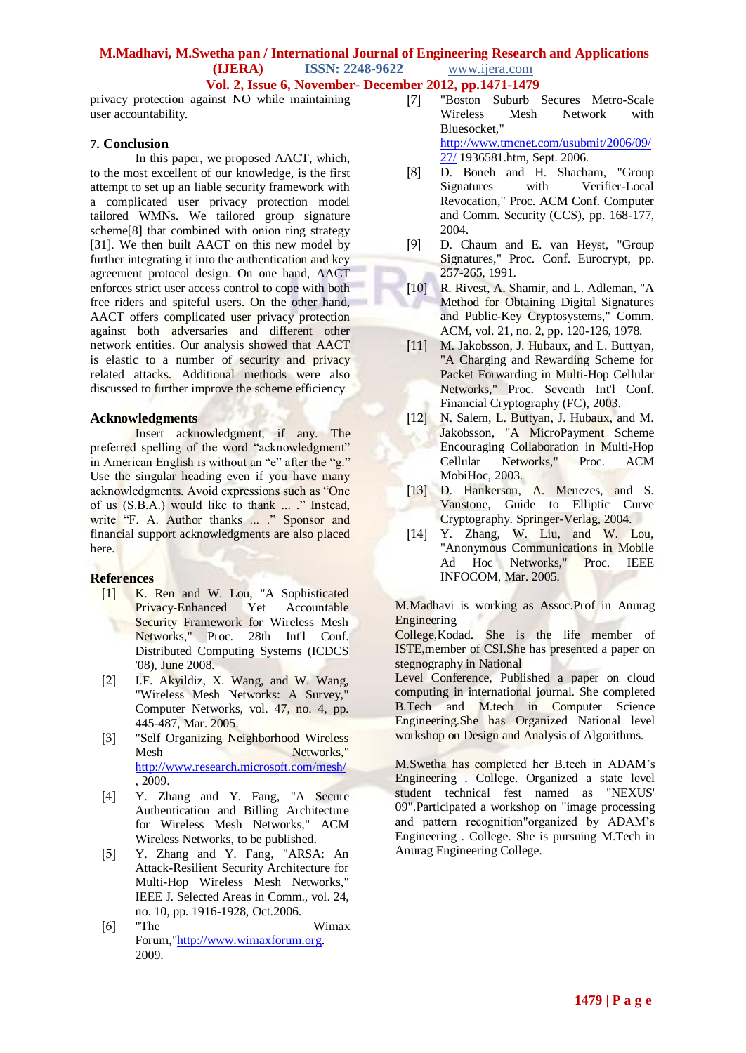privacy protection against NO while maintaining user accountability.

## 7. Conclusion

In this paper, we proposed AACT, which, to the most excellent of our knowledge, is the first attempt to set up an liable security framework with a complicated user privacy protection model tailored WMNs. We tailored group signature scheme[8] that combined with onion ring strategy [31]. We then built AACT on this new model by further integrating it into the authentication and key agreement protocol design. On one hand, AACT enforces strict user access control to cope with both free riders and spiteful users. On the other hand, AACT offers complicated user privacy protection against both adversaries and different other network entities. Our analysis showed that AACT is elastic to a number of security and privacy related attacks. Additional methods were also discussed to further improve the scheme efficiency

## Acknowledgments

Insert acknowledgment, if any. The preferred spelling of the word "acknowledgment" in American English is without an "e" after the "g." Use the singular heading even if you have many acknowledgments. Avoid expressions such as "One of us (S.B.A.) would like to thank ... ." Instead, write "F. A. Author thanks ... ." Sponsor and financial support acknowledgments are also placed here.

## References

[1] K. Ren and W. Lou, "A Sophisticated Privacy-Enhanced Yet Accountable Security Framework for Wireless Mesh Networks," Proc. 28th Int'l Conf. Distributed Computing Systems (ICDCS '08), June 2008.

[2] I.F. Akyildiz, X. Wang, and W. Wang, "Wireless Mesh Networks: A Survey," Computer Networks, vol. 47, no. 4, pp. 445-487, Mar. 2005.

[3] "Self Organizing Neighborhood Wireless Mesh Networks," http://www.research.microsoft.com/mesh/ , 2009.

[4] Y. Zhang and Y. Fang, "A Secure Authentication and Billing Architecture for Wireless Mesh Networks," ACM Wireless Networks, to be published.

[5] Y. Zhang and Y. Fang, "ARSA: An Attack-Resilient Security Architecture for Multi-Hop Wireless Mesh Networks," IEEE J. Selected Areas in Comm., vol. 24, no. 10, pp. 1916-1928, Oct.2006.

[6] "The Wimax Forum,"http://www.wimaxforum.org. 2009.

[7] "Boston Suburb Secures Metro-Scale Wireless Mesh Network with Bluesocket," http://www.tmcnet.com/usubmit/2006/09/27/ 1936581.htm, Sept. 2006.

[8] D. Boneh and H. Shacham, "Group Signatures with Verifier-Local Revocation," Proc. ACM Conf. Computer and Comm. Security (CCS), pp. 168-177, 2004.

[9] D. Chaum and E. van Heyst, "Group Signatures," Proc. Conf. Eurocrypt, pp. 257-265, 1991.

[10] R. Rivest, A. Shamir, and L. Adleman, "A Method for Obtaining Digital Signatures and Public-Key Cryptosystems," Comm. ACM, vol. 21, no. 2, pp. 120-126, 1978.

[11] M. Jakobsson, J. Hubaux, and L. Buttyan, "A Charging and Rewarding Scheme for Packet Forwarding in Multi-Hop Cellular Networks," Proc. Seventh Int'l Conf. Financial Cryptography (FC), 2003.

[12] N. Salem, L. Buttyan, J. Hubaux, and M. Jakobsson, "A MicroPayment Scheme Encouraging Collaboration in Multi-Hop Cellular Networks," Proc. ACM MobiHoc, 2003.

[13] D. Hankerson, A. Menezes, and S. Vanstone, Guide to Elliptic Curve Cryptography. Springer-Verlag, 2004.

[14] Y. Zhang, W. Liu, and W. Lou, "Anonymous Communications in Mobile Ad Hoc Networks," Proc. IEEE INFOCOM, Mar. 2005.

M.Madhavi is working as Assoc.Prof in Anurag Engineering College,Kodad. She is the life member of ISTE,member of CSI.She has presented a paper on stegnography in National Level Conference, Published a paper on cloud computing in international journal. She completed B.Tech and M.tech in Computer Science Engineering.She has Organized National level workshop on Design and Analysis of Algorithms.

M.Swetha has completed her B.tech in ADAM's Engineering . College. Organized a state level student technical fest named as "NEXUS' 09".Participated a workshop on "image processing and pattern recognition"organized by ADAM's Engineering . College. She is pursuing M.Tech in Anurag Engineering College.